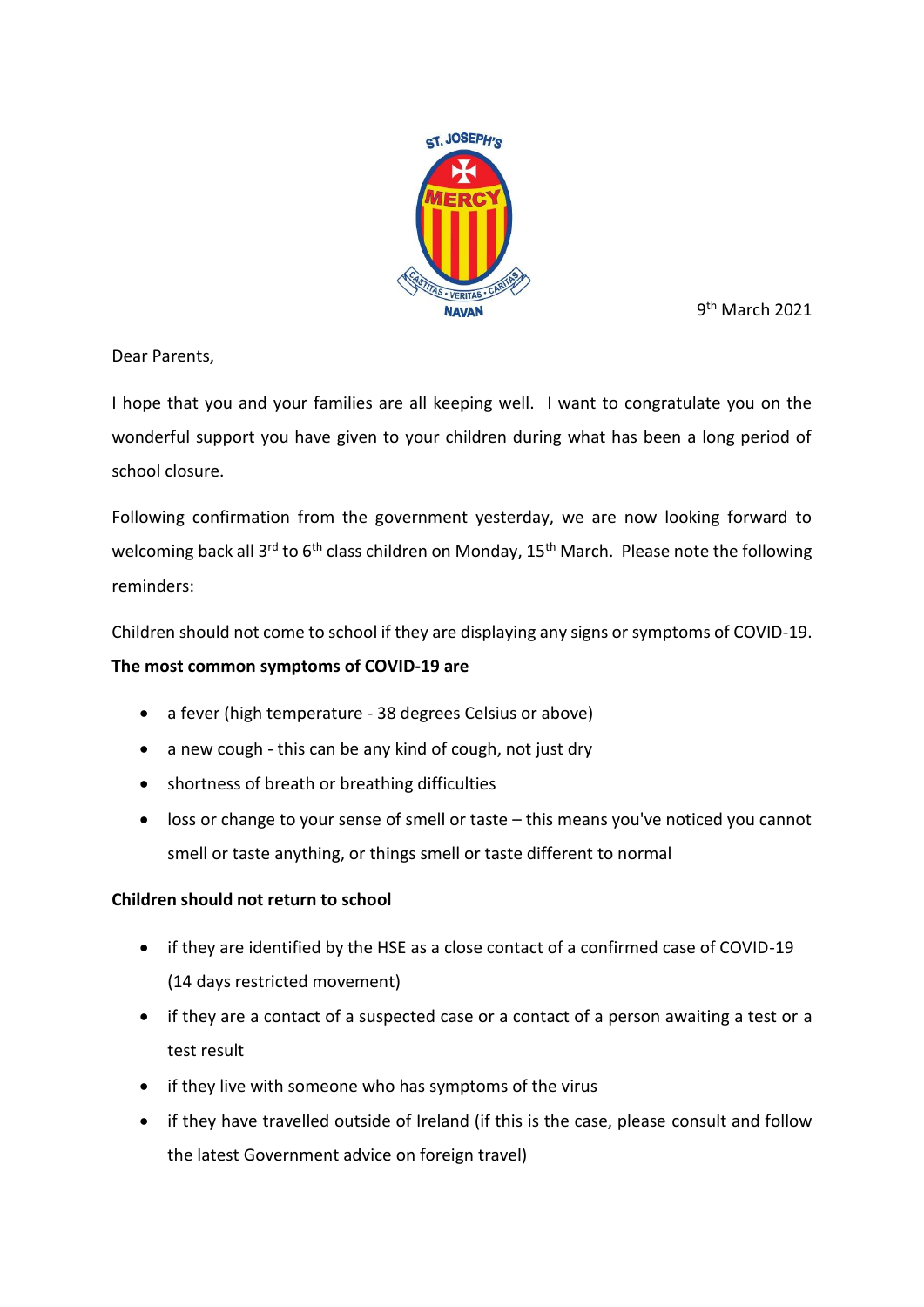9th March 2021

Dear Parents,

I hope that you and your families are all keeping well. I want to congratulate you on the wonderful support you have given to your children during what has been a long period of school closure.

Following confirmation from the government yesterday, we are now looking forward to welcoming back all 3rd to 6th class children on Monday, 15th March. Please note the following reminders:

Children should not come to school if they are displaying any signs or symptoms of COVID-19.

**The most common symptoms of COVID-19 are**

- a fever (high temperature - 38 degrees Celsius or above)
- a new cough - this can be any kind of cough, not just dry
- shortness of breath or breathing difficulties
- loss or change to your sense of smell or taste – this means you've noticed you cannot smell or taste anything, or things smell or taste different to normal

**Children should not return to school**

- if they are identified by the HSE as a close contact of a confirmed case of COVID-19 (14 days restricted movement)
- if they are a contact of a suspected case or a contact of a person awaiting a test or a test result
- if they live with someone who has symptoms of the virus
- if they have travelled outside of Ireland (if this is the case, please consult and follow the latest Government advice on foreign travel)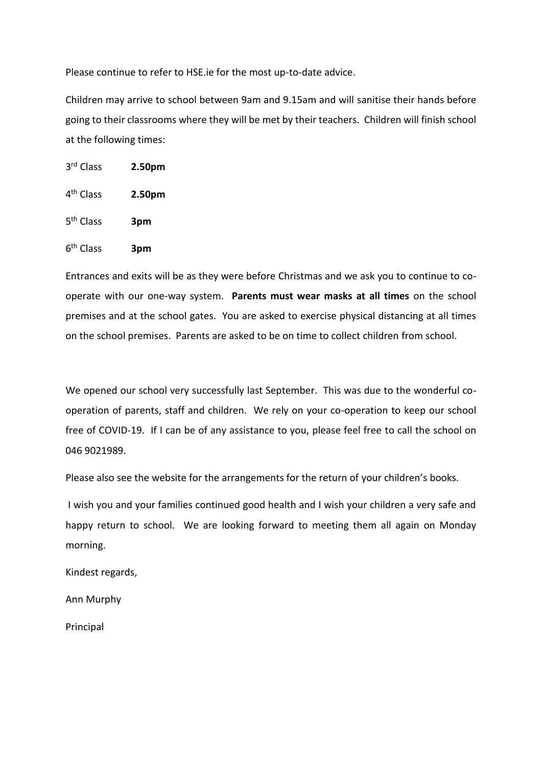Please continue to refer to HSE.ie for the most up-to-date advice.

Children may arrive to school between 9am and 9.15am and will sanitise their hands before going to their classrooms where they will be met by their teachers. Children will finish school at the following times:

| | |
|---|---|
| 3rd Class | **2.50pm** |
| 4th Class | **2.50pm** |
| 5th Class | **3pm** |
| 6th Class | **3pm** |

Entrances and exits will be as they were before Christmas and we ask you to continue to co-operate with our one-way system. **Parents must wear masks at all times** on the school premises and at the school gates. You are asked to exercise physical distancing at all times on the school premises. Parents are asked to be on time to collect children from school.

We opened our school very successfully last September. This was due to the wonderful co-operation of parents, staff and children. We rely on your co-operation to keep our school free of COVID-19. If I can be of any assistance to you, please feel free to call the school on 046 9021989.

Please also see the website for the arrangements for the return of your children's books.

I wish you and your families continued good health and I wish your children a very safe and happy return to school. We are looking forward to meeting them all again on Monday morning.

Kindest regards,

Ann Murphy

Principal